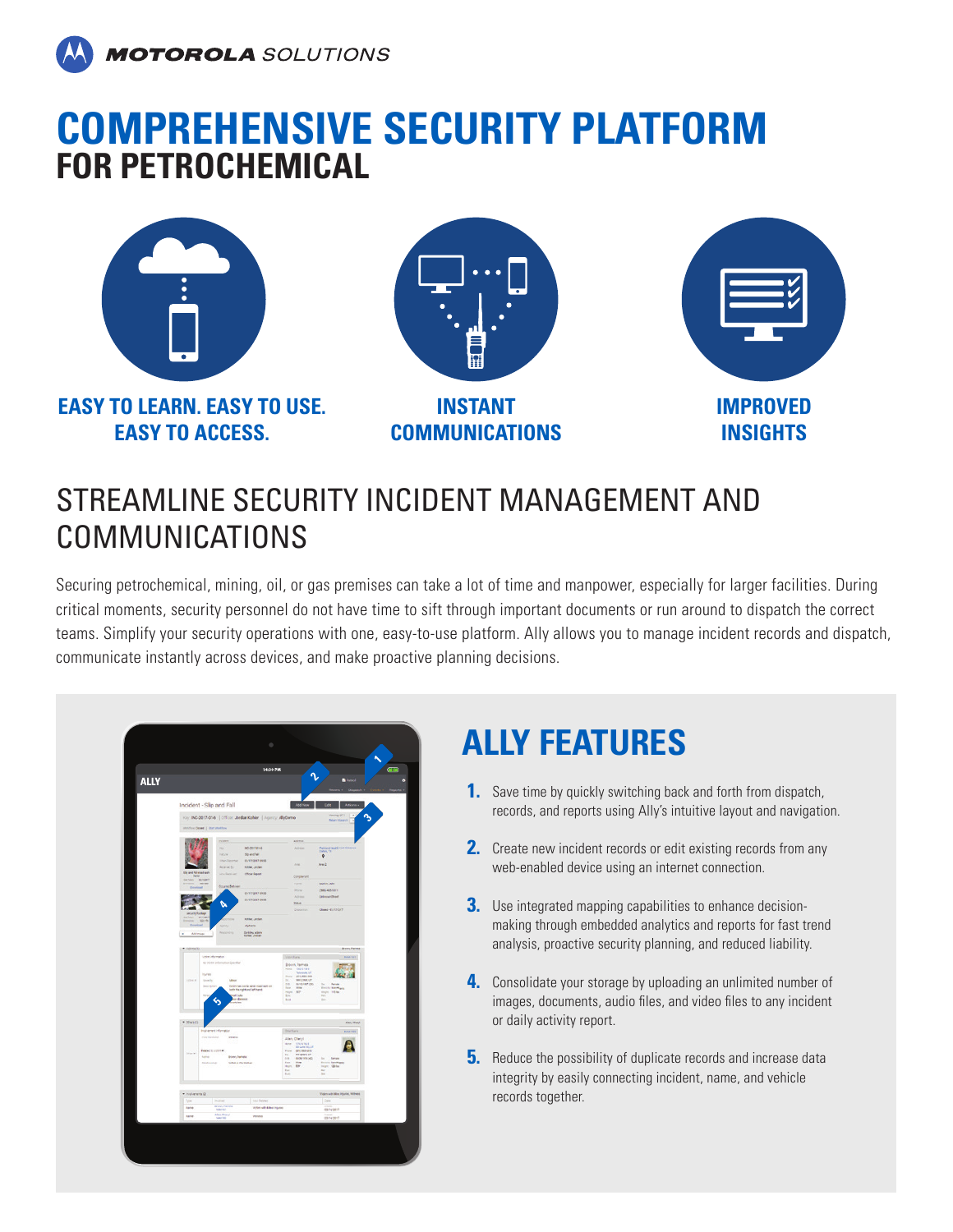MOTOROLA SOLUTIONS

# COMPREHENSIVE SECURITY PLATFORM
## FOR PETROCHEMICAL

**EASY TO LEARN. EASY TO USE. EASY TO ACCESS.**

**INSTANT COMMUNICATIONS**

**IMPROVED INSIGHTS**

## STREAMLINE SECURITY INCIDENT MANAGEMENT AND COMMUNICATIONS

Securing petrochemical, mining, oil, or gas premises can take a lot of time and manpower, especially for larger facilities. During critical moments, security personnel do not have time to sift through important documents or run around to dispatch the correct teams. Simplify your security operations with one, easy-to-use platform. Ally allows you to manage incident records and dispatch, communicate instantly across devices, and make proactive planning decisions.

## ALLY FEATURES

1. Save time by quickly switching back and forth from dispatch, records, and reports using Ally's intuitive layout and navigation.
2. Create new incident records or edit existing records from any web-enabled device using an internet connection.
3. Use integrated mapping capabilities to enhance decision-making through embedded analytics and reports for fast trend analysis, proactive security planning, and reduced liability.
4. Consolidate your storage by uploading an unlimited number of images, documents, audio files, and video files to any incident or daily activity report.
5. Reduce the possibility of duplicate records and increase data integrity by easily connecting incident, name, and vehicle records together.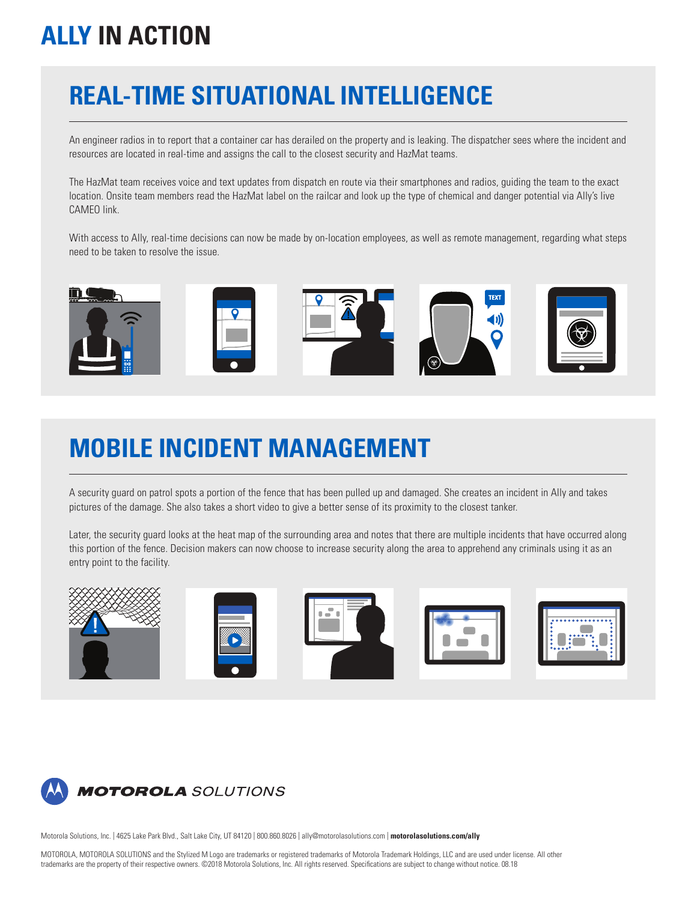# ALLY IN ACTION

## REAL-TIME SITUATIONAL INTELLIGENCE

An engineer radios in to report that a container car has derailed on the property and is leaking. The dispatcher sees where the incident and resources are located in real-time and assigns the call to the closest security and HazMat teams.

The HazMat team receives voice and text updates from dispatch en route via their smartphones and radios, guiding the team to the exact location. Onsite team members read the HazMat label on the railcar and look up the type of chemical and danger potential via Ally's live CAMEO link.

With access to Ally, real-time decisions can now be made by on-location employees, as well as remote management, regarding what steps need to be taken to resolve the issue.

## MOBILE INCIDENT MANAGEMENT

A security guard on patrol spots a portion of the fence that has been pulled up and damaged. She creates an incident in Ally and takes pictures of the damage. She also takes a short video to give a better sense of its proximity to the closest tanker.

Later, the security guard looks at the heat map of the surrounding area and notes that there are multiple incidents that have occurred along this portion of the fence. Decision makers can now choose to increase security along the area to apprehend any criminals using it as an entry point to the facility.

MOTOROLA SOLUTIONS

Motorola Solutions, Inc. | 4625 Lake Park Blvd., Salt Lake City, UT 84120 | 800.860.8026 | ally@motorolasolutions.com | **motorolasolutions.com/ally**

MOTOROLA, MOTOROLA SOLUTIONS and the Stylized M Logo are trademarks or registered trademarks of Motorola Trademark Holdings, LLC and are used under license. All other trademarks are the property of their respective owners. ©2018 Motorola Solutions, Inc. All rights reserved. Specifications are subject to change without notice. 08.18